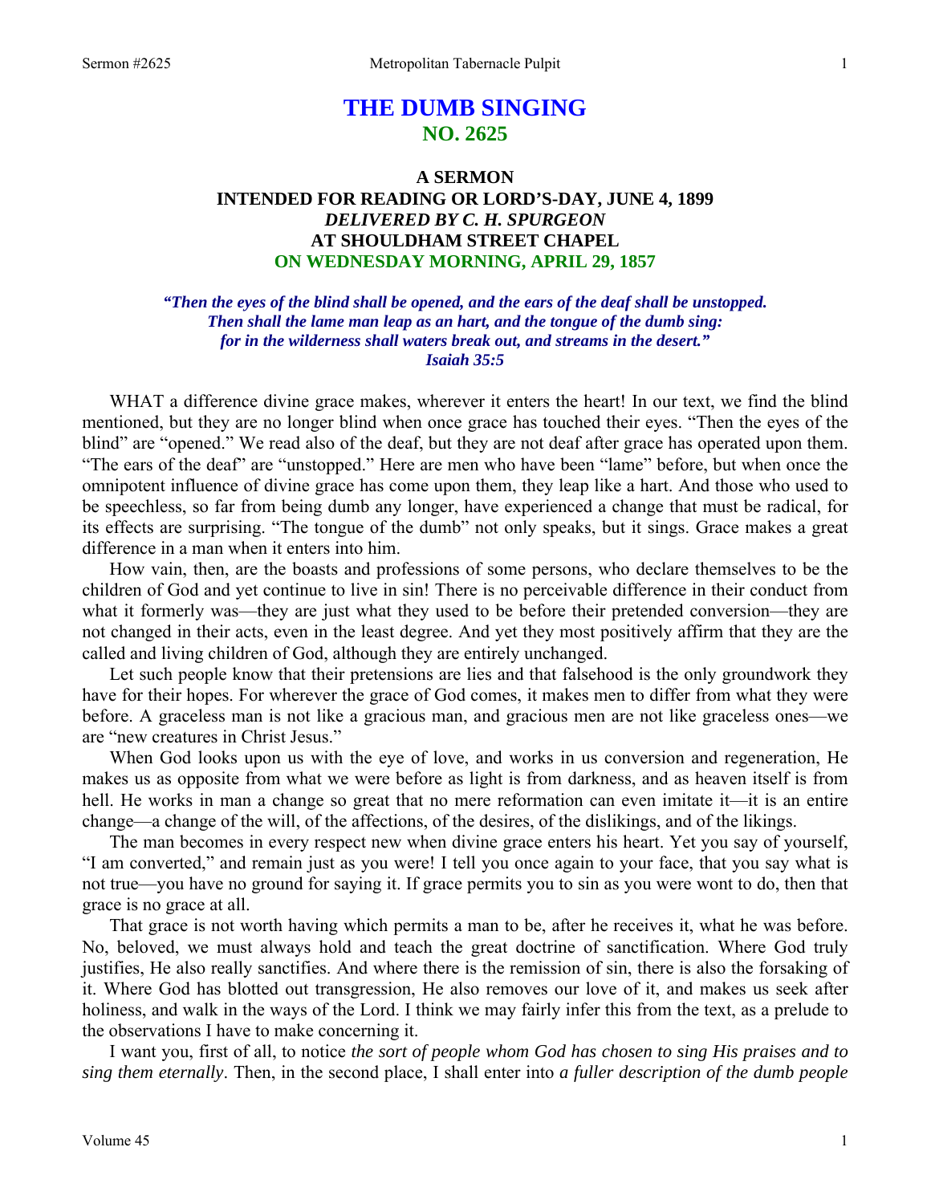# THE DUMB SINGING
## NO. 2625

### A SERMON
### INTENDED FOR READING OR LORD'S-DAY, JUNE 4, 1899
### *DELIVERED BY C. H. SPURGEON*
### AT SHOULDHAM STREET CHAPEL
### ON WEDNESDAY MORNING, APRIL 29, 1857

***"Then the eyes of the blind shall be opened, and the ears of the deaf shall be unstopped. Then shall the lame man leap as an hart, and the tongue of the dumb sing: for in the wilderness shall waters break out, and streams in the desert." Isaiah 35:5***

WHAT a difference divine grace makes, wherever it enters the heart! In our text, we find the blind mentioned, but they are no longer blind when once grace has touched their eyes. "Then the eyes of the blind" are "opened." We read also of the deaf, but they are not deaf after grace has operated upon them. "The ears of the deaf" are "unstopped." Here are men who have been "lame" before, but when once the omnipotent influence of divine grace has come upon them, they leap like a hart. And those who used to be speechless, so far from being dumb any longer, have experienced a change that must be radical, for its effects are surprising. "The tongue of the dumb" not only speaks, but it sings. Grace makes a great difference in a man when it enters into him.

How vain, then, are the boasts and professions of some persons, who declare themselves to be the children of God and yet continue to live in sin! There is no perceivable difference in their conduct from what it formerly was—they are just what they used to be before their pretended conversion—they are not changed in their acts, even in the least degree. And yet they most positively affirm that they are the called and living children of God, although they are entirely unchanged.

Let such people know that their pretensions are lies and that falsehood is the only groundwork they have for their hopes. For wherever the grace of God comes, it makes men to differ from what they were before. A graceless man is not like a gracious man, and gracious men are not like graceless ones—we are "new creatures in Christ Jesus."

When God looks upon us with the eye of love, and works in us conversion and regeneration, He makes us as opposite from what we were before as light is from darkness, and as heaven itself is from hell. He works in man a change so great that no mere reformation can even imitate it—it is an entire change—a change of the will, of the affections, of the desires, of the dislikings, and of the likings.

The man becomes in every respect new when divine grace enters his heart. Yet you say of yourself, "I am converted," and remain just as you were! I tell you once again to your face, that you say what is not true—you have no ground for saying it. If grace permits you to sin as you were wont to do, then that grace is no grace at all.

That grace is not worth having which permits a man to be, after he receives it, what he was before. No, beloved, we must always hold and teach the great doctrine of sanctification. Where God truly justifies, He also really sanctifies. And where there is the remission of sin, there is also the forsaking of it. Where God has blotted out transgression, He also removes our love of it, and makes us seek after holiness, and walk in the ways of the Lord. I think we may fairly infer this from the text, as a prelude to the observations I have to make concerning it.

I want you, first of all, to notice *the sort of people whom God has chosen to sing His praises and to sing them eternally*. Then, in the second place, I shall enter into *a fuller description of the dumb people*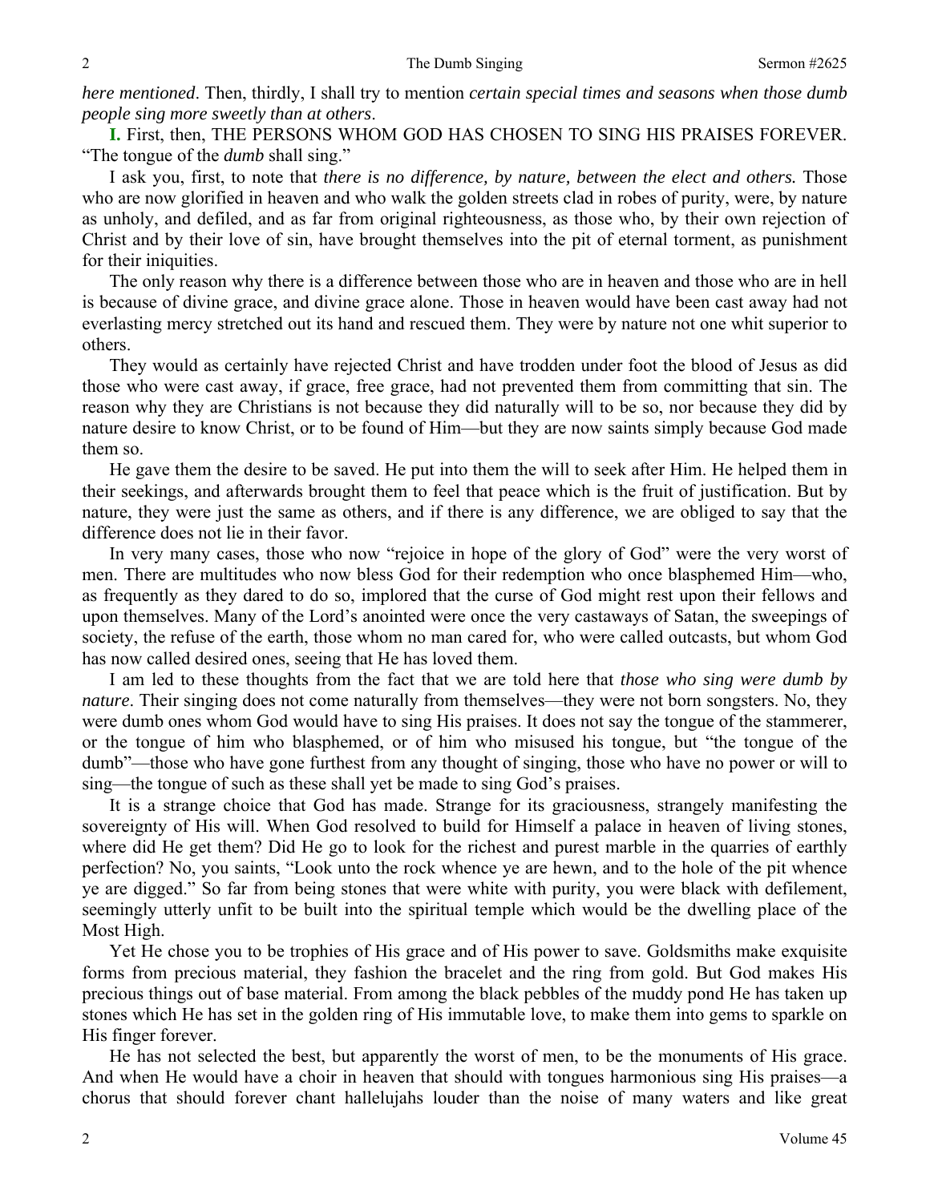*here mentioned*. Then, thirdly, I shall try to mention *certain special times and seasons when those dumb people sing more sweetly than at others*.

**I.** First, then, THE PERSONS WHOM GOD HAS CHOSEN TO SING HIS PRAISES FOREVER. "The tongue of the *dumb* shall sing."

I ask you, first, to note that *there is no difference, by nature, between the elect and others.* Those who are now glorified in heaven and who walk the golden streets clad in robes of purity, were, by nature as unholy, and defiled, and as far from original righteousness, as those who, by their own rejection of Christ and by their love of sin, have brought themselves into the pit of eternal torment, as punishment for their iniquities.

The only reason why there is a difference between those who are in heaven and those who are in hell is because of divine grace, and divine grace alone. Those in heaven would have been cast away had not everlasting mercy stretched out its hand and rescued them. They were by nature not one whit superior to others.

They would as certainly have rejected Christ and have trodden under foot the blood of Jesus as did those who were cast away, if grace, free grace, had not prevented them from committing that sin. The reason why they are Christians is not because they did naturally will to be so, nor because they did by nature desire to know Christ, or to be found of Him—but they are now saints simply because God made them so.

He gave them the desire to be saved. He put into them the will to seek after Him. He helped them in their seekings, and afterwards brought them to feel that peace which is the fruit of justification. But by nature, they were just the same as others, and if there is any difference, we are obliged to say that the difference does not lie in their favor.

In very many cases, those who now "rejoice in hope of the glory of God" were the very worst of men. There are multitudes who now bless God for their redemption who once blasphemed Him—who, as frequently as they dared to do so, implored that the curse of God might rest upon their fellows and upon themselves. Many of the Lord's anointed were once the very castaways of Satan, the sweepings of society, the refuse of the earth, those whom no man cared for, who were called outcasts, but whom God has now called desired ones, seeing that He has loved them.

I am led to these thoughts from the fact that we are told here that *those who sing were dumb by nature*. Their singing does not come naturally from themselves—they were not born songsters. No, they were dumb ones whom God would have to sing His praises. It does not say the tongue of the stammerer, or the tongue of him who blasphemed, or of him who misused his tongue, but "the tongue of the dumb"—those who have gone furthest from any thought of singing, those who have no power or will to sing—the tongue of such as these shall yet be made to sing God's praises.

It is a strange choice that God has made. Strange for its graciousness, strangely manifesting the sovereignty of His will. When God resolved to build for Himself a palace in heaven of living stones, where did He get them? Did He go to look for the richest and purest marble in the quarries of earthly perfection? No, you saints, "Look unto the rock whence ye are hewn, and to the hole of the pit whence ye are digged." So far from being stones that were white with purity, you were black with defilement, seemingly utterly unfit to be built into the spiritual temple which would be the dwelling place of the Most High.

Yet He chose you to be trophies of His grace and of His power to save. Goldsmiths make exquisite forms from precious material, they fashion the bracelet and the ring from gold. But God makes His precious things out of base material. From among the black pebbles of the muddy pond He has taken up stones which He has set in the golden ring of His immutable love, to make them into gems to sparkle on His finger forever.

He has not selected the best, but apparently the worst of men, to be the monuments of His grace. And when He would have a choir in heaven that should with tongues harmonious sing His praises—a chorus that should forever chant hallelujahs louder than the noise of many waters and like great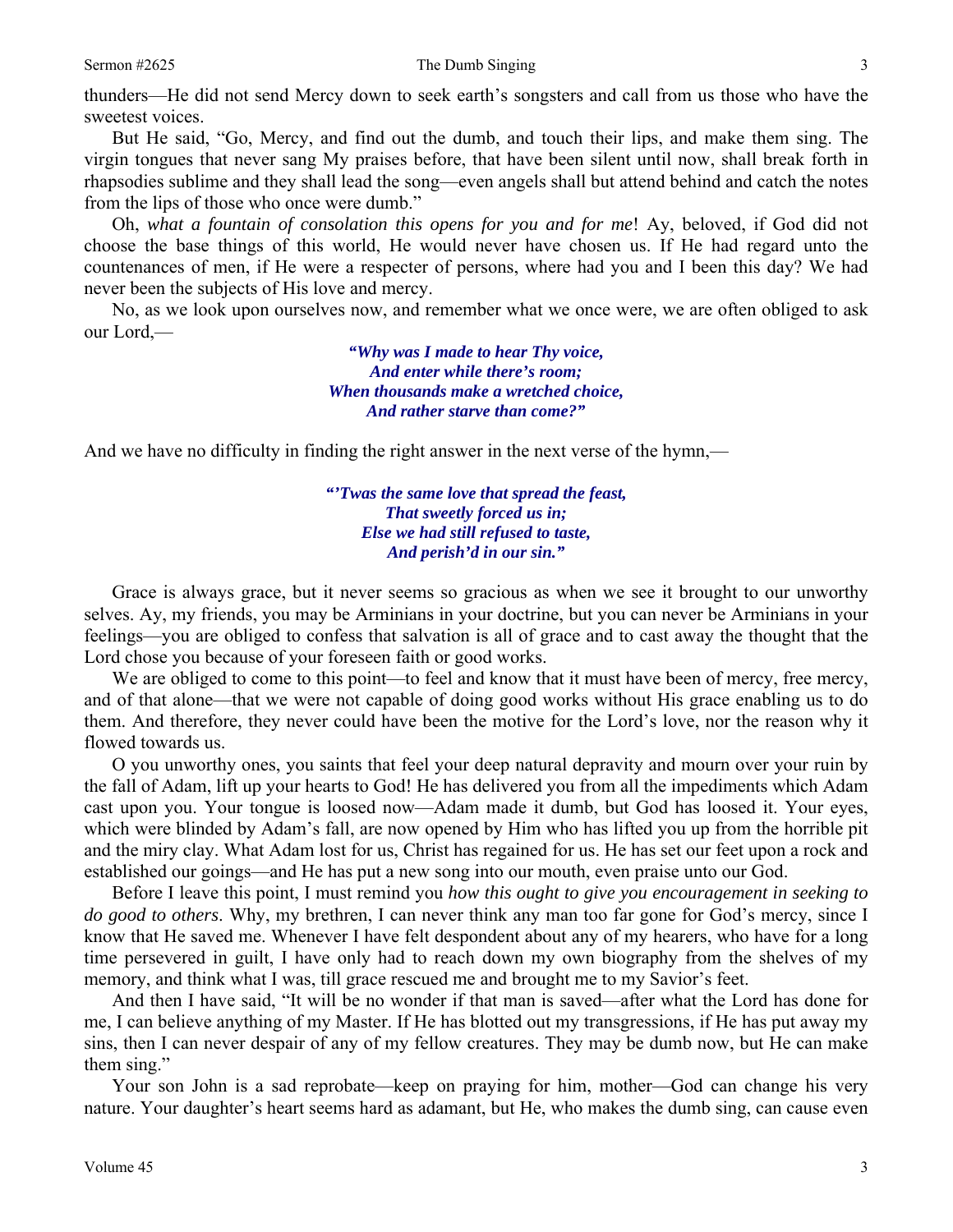thunders—He did not send Mercy down to seek earth's songsters and call from us those who have the sweetest voices.

But He said, "Go, Mercy, and find out the dumb, and touch their lips, and make them sing. The virgin tongues that never sang My praises before, that have been silent until now, shall break forth in rhapsodies sublime and they shall lead the song—even angels shall but attend behind and catch the notes from the lips of those who once were dumb."

Oh, *what a fountain of consolation this opens for you and for me*! Ay, beloved, if God did not choose the base things of this world, He would never have chosen us. If He had regard unto the countenances of men, if He were a respecter of persons, where had you and I been this day? We had never been the subjects of His love and mercy.

No, as we look upon ourselves now, and remember what we once were, we are often obliged to ask our Lord,—

> ***"Why was I made to hear Thy voice,***
> ***And enter while there's room;***
> ***When thousands make a wretched choice,***
> ***And rather starve than come?"***

And we have no difficulty in finding the right answer in the next verse of the hymn,—

> ***"'Twas the same love that spread the feast,***
> ***That sweetly forced us in;***
> ***Else we had still refused to taste,***
> ***And perish'd in our sin."***

Grace is always grace, but it never seems so gracious as when we see it brought to our unworthy selves. Ay, my friends, you may be Arminians in your doctrine, but you can never be Arminians in your feelings—you are obliged to confess that salvation is all of grace and to cast away the thought that the Lord chose you because of your foreseen faith or good works.

We are obliged to come to this point—to feel and know that it must have been of mercy, free mercy, and of that alone—that we were not capable of doing good works without His grace enabling us to do them. And therefore, they never could have been the motive for the Lord's love, nor the reason why it flowed towards us.

O you unworthy ones, you saints that feel your deep natural depravity and mourn over your ruin by the fall of Adam, lift up your hearts to God! He has delivered you from all the impediments which Adam cast upon you. Your tongue is loosed now—Adam made it dumb, but God has loosed it. Your eyes, which were blinded by Adam's fall, are now opened by Him who has lifted you up from the horrible pit and the miry clay. What Adam lost for us, Christ has regained for us. He has set our feet upon a rock and established our goings—and He has put a new song into our mouth, even praise unto our God.

Before I leave this point, I must remind you *how this ought to give you encouragement in seeking to do good to others*. Why, my brethren, I can never think any man too far gone for God's mercy, since I know that He saved me. Whenever I have felt despondent about any of my hearers, who have for a long time persevered in guilt, I have only had to reach down my own biography from the shelves of my memory, and think what I was, till grace rescued me and brought me to my Savior's feet.

And then I have said, "It will be no wonder if that man is saved—after what the Lord has done for me, I can believe anything of my Master. If He has blotted out my transgressions, if He has put away my sins, then I can never despair of any of my fellow creatures. They may be dumb now, but He can make them sing."

Your son John is a sad reprobate—keep on praying for him, mother—God can change his very nature. Your daughter's heart seems hard as adamant, but He, who makes the dumb sing, can cause even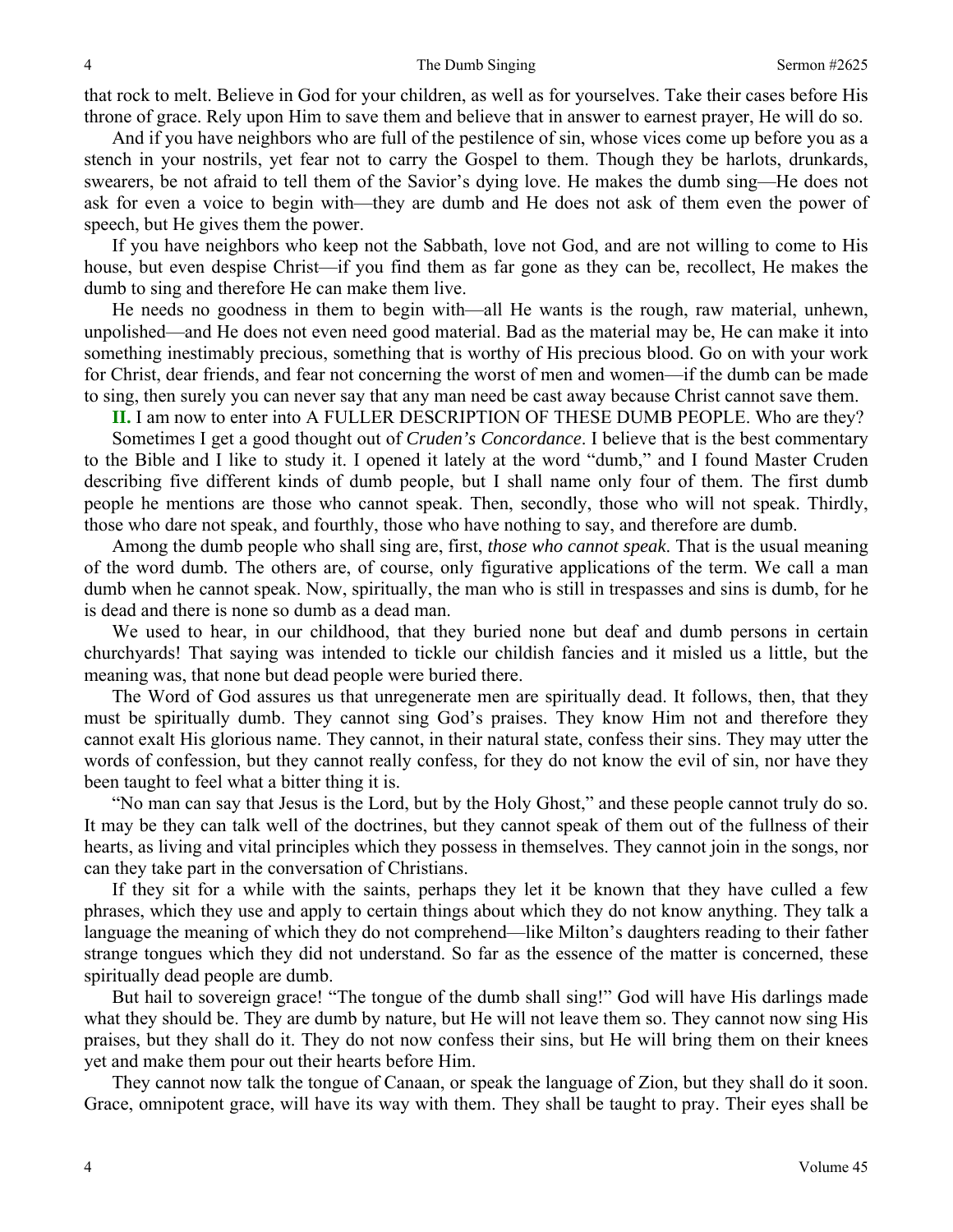that rock to melt. Believe in God for your children, as well as for yourselves. Take their cases before His throne of grace. Rely upon Him to save them and believe that in answer to earnest prayer, He will do so.

And if you have neighbors who are full of the pestilence of sin, whose vices come up before you as a stench in your nostrils, yet fear not to carry the Gospel to them. Though they be harlots, drunkards, swearers, be not afraid to tell them of the Savior's dying love. He makes the dumb sing—He does not ask for even a voice to begin with—they are dumb and He does not ask of them even the power of speech, but He gives them the power.

If you have neighbors who keep not the Sabbath, love not God, and are not willing to come to His house, but even despise Christ—if you find them as far gone as they can be, recollect, He makes the dumb to sing and therefore He can make them live.

He needs no goodness in them to begin with—all He wants is the rough, raw material, unhewn, unpolished—and He does not even need good material. Bad as the material may be, He can make it into something inestimably precious, something that is worthy of His precious blood. Go on with your work for Christ, dear friends, and fear not concerning the worst of men and women—if the dumb can be made to sing, then surely you can never say that any man need be cast away because Christ cannot save them.

**II.** I am now to enter into A FULLER DESCRIPTION OF THESE DUMB PEOPLE. Who are they?

Sometimes I get a good thought out of *Cruden's Concordance*. I believe that is the best commentary to the Bible and I like to study it. I opened it lately at the word "dumb," and I found Master Cruden describing five different kinds of dumb people, but I shall name only four of them. The first dumb people he mentions are those who cannot speak. Then, secondly, those who will not speak. Thirdly, those who dare not speak, and fourthly, those who have nothing to say, and therefore are dumb.

Among the dumb people who shall sing are, first, *those who cannot speak*. That is the usual meaning of the word dumb. The others are, of course, only figurative applications of the term. We call a man dumb when he cannot speak. Now, spiritually, the man who is still in trespasses and sins is dumb, for he is dead and there is none so dumb as a dead man.

We used to hear, in our childhood, that they buried none but deaf and dumb persons in certain churchyards! That saying was intended to tickle our childish fancies and it misled us a little, but the meaning was, that none but dead people were buried there.

The Word of God assures us that unregenerate men are spiritually dead. It follows, then, that they must be spiritually dumb. They cannot sing God's praises. They know Him not and therefore they cannot exalt His glorious name. They cannot, in their natural state, confess their sins. They may utter the words of confession, but they cannot really confess, for they do not know the evil of sin, nor have they been taught to feel what a bitter thing it is.

"No man can say that Jesus is the Lord, but by the Holy Ghost," and these people cannot truly do so. It may be they can talk well of the doctrines, but they cannot speak of them out of the fullness of their hearts, as living and vital principles which they possess in themselves. They cannot join in the songs, nor can they take part in the conversation of Christians.

If they sit for a while with the saints, perhaps they let it be known that they have culled a few phrases, which they use and apply to certain things about which they do not know anything. They talk a language the meaning of which they do not comprehend—like Milton's daughters reading to their father strange tongues which they did not understand. So far as the essence of the matter is concerned, these spiritually dead people are dumb.

But hail to sovereign grace! "The tongue of the dumb shall sing!" God will have His darlings made what they should be. They are dumb by nature, but He will not leave them so. They cannot now sing His praises, but they shall do it. They do not now confess their sins, but He will bring them on their knees yet and make them pour out their hearts before Him.

They cannot now talk the tongue of Canaan, or speak the language of Zion, but they shall do it soon. Grace, omnipotent grace, will have its way with them. They shall be taught to pray. Their eyes shall be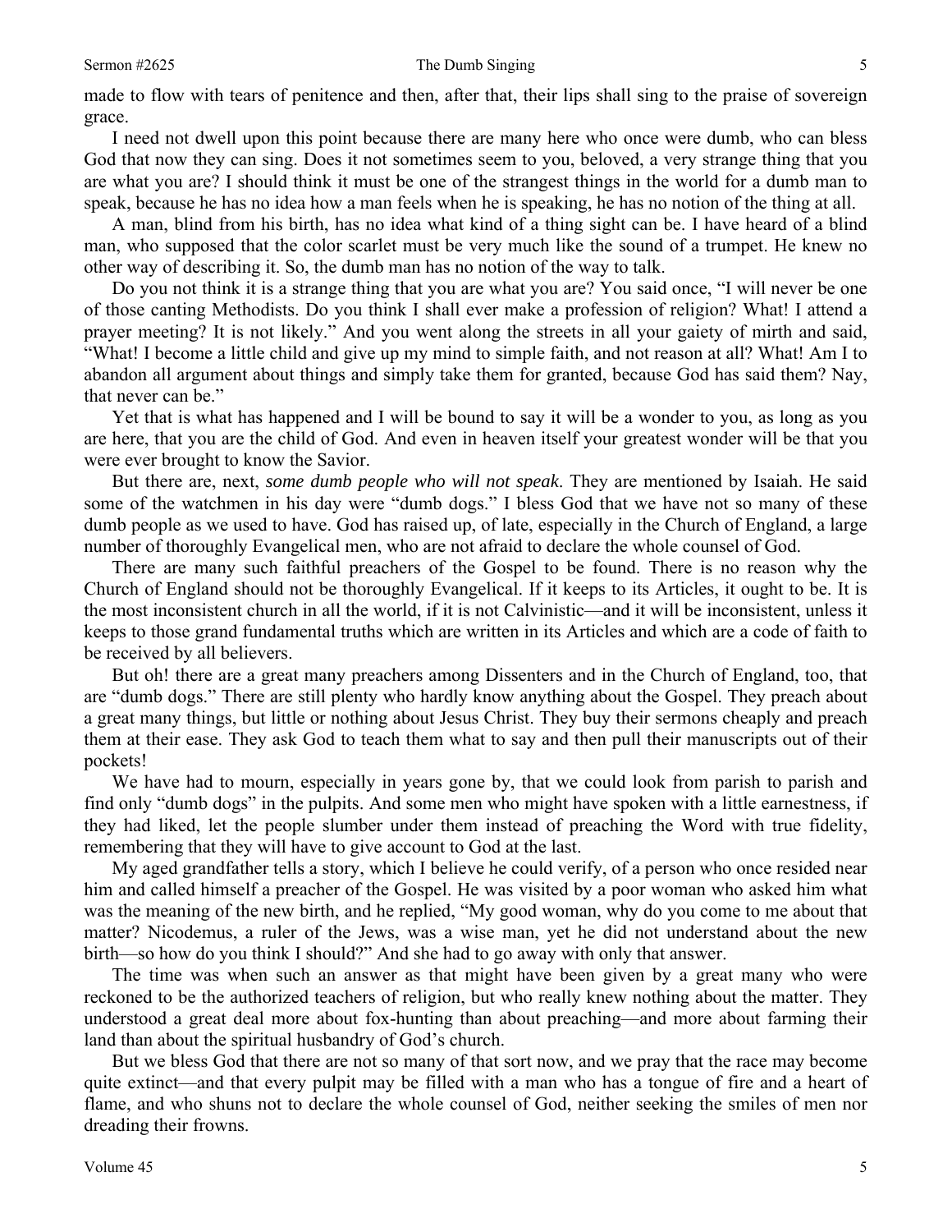made to flow with tears of penitence and then, after that, their lips shall sing to the praise of sovereign grace.

I need not dwell upon this point because there are many here who once were dumb, who can bless God that now they can sing. Does it not sometimes seem to you, beloved, a very strange thing that you are what you are? I should think it must be one of the strangest things in the world for a dumb man to speak, because he has no idea how a man feels when he is speaking, he has no notion of the thing at all.

A man, blind from his birth, has no idea what kind of a thing sight can be. I have heard of a blind man, who supposed that the color scarlet must be very much like the sound of a trumpet. He knew no other way of describing it. So, the dumb man has no notion of the way to talk.

Do you not think it is a strange thing that you are what you are? You said once, "I will never be one of those canting Methodists. Do you think I shall ever make a profession of religion? What! I attend a prayer meeting? It is not likely." And you went along the streets in all your gaiety of mirth and said, "What! I become a little child and give up my mind to simple faith, and not reason at all? What! Am I to abandon all argument about things and simply take them for granted, because God has said them? Nay, that never can be."

Yet that is what has happened and I will be bound to say it will be a wonder to you, as long as you are here, that you are the child of God. And even in heaven itself your greatest wonder will be that you were ever brought to know the Savior.

But there are, next, *some dumb people who will not speak*. They are mentioned by Isaiah. He said some of the watchmen in his day were "dumb dogs." I bless God that we have not so many of these dumb people as we used to have. God has raised up, of late, especially in the Church of England, a large number of thoroughly Evangelical men, who are not afraid to declare the whole counsel of God.

There are many such faithful preachers of the Gospel to be found. There is no reason why the Church of England should not be thoroughly Evangelical. If it keeps to its Articles, it ought to be. It is the most inconsistent church in all the world, if it is not Calvinistic—and it will be inconsistent, unless it keeps to those grand fundamental truths which are written in its Articles and which are a code of faith to be received by all believers.

But oh! there are a great many preachers among Dissenters and in the Church of England, too, that are "dumb dogs." There are still plenty who hardly know anything about the Gospel. They preach about a great many things, but little or nothing about Jesus Christ. They buy their sermons cheaply and preach them at their ease. They ask God to teach them what to say and then pull their manuscripts out of their pockets!

We have had to mourn, especially in years gone by, that we could look from parish to parish and find only "dumb dogs" in the pulpits. And some men who might have spoken with a little earnestness, if they had liked, let the people slumber under them instead of preaching the Word with true fidelity, remembering that they will have to give account to God at the last.

My aged grandfather tells a story, which I believe he could verify, of a person who once resided near him and called himself a preacher of the Gospel. He was visited by a poor woman who asked him what was the meaning of the new birth, and he replied, "My good woman, why do you come to me about that matter? Nicodemus, a ruler of the Jews, was a wise man, yet he did not understand about the new birth—so how do you think I should?" And she had to go away with only that answer.

The time was when such an answer as that might have been given by a great many who were reckoned to be the authorized teachers of religion, but who really knew nothing about the matter. They understood a great deal more about fox-hunting than about preaching—and more about farming their land than about the spiritual husbandry of God's church.

But we bless God that there are not so many of that sort now, and we pray that the race may become quite extinct—and that every pulpit may be filled with a man who has a tongue of fire and a heart of flame, and who shuns not to declare the whole counsel of God, neither seeking the smiles of men nor dreading their frowns.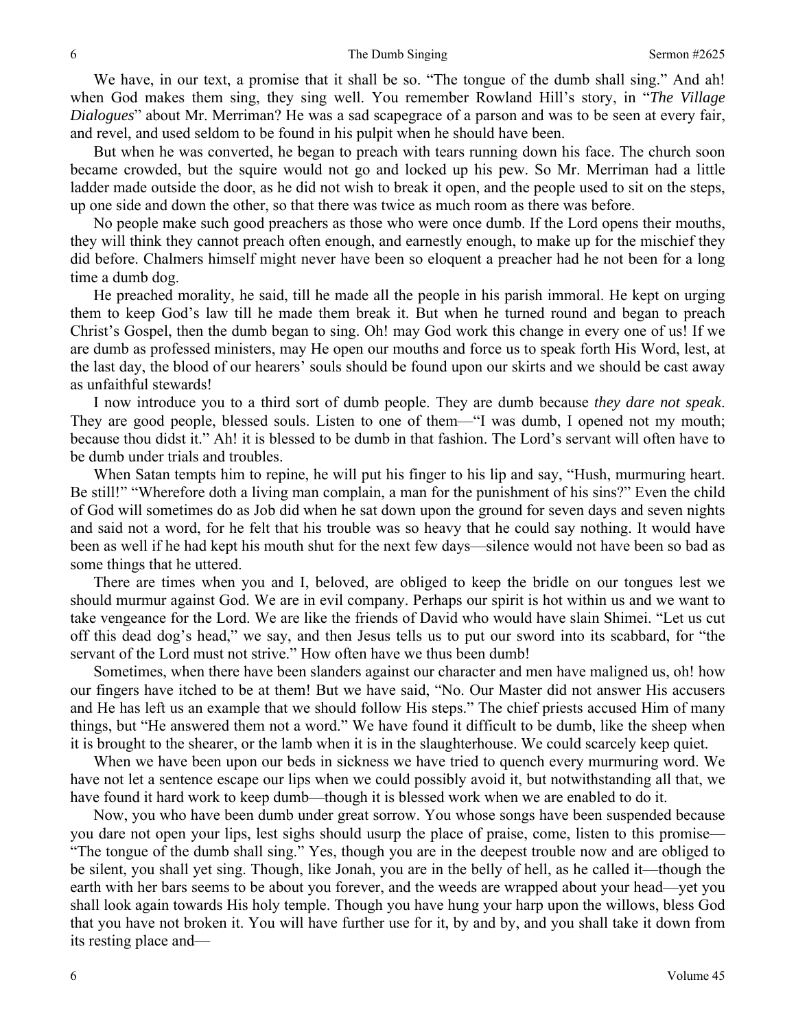We have, in our text, a promise that it shall be so. "The tongue of the dumb shall sing." And ah! when God makes them sing, they sing well. You remember Rowland Hill's story, in "*The Village Dialogues*" about Mr. Merriman? He was a sad scapegrace of a parson and was to be seen at every fair, and revel, and used seldom to be found in his pulpit when he should have been.

But when he was converted, he began to preach with tears running down his face. The church soon became crowded, but the squire would not go and locked up his pew. So Mr. Merriman had a little ladder made outside the door, as he did not wish to break it open, and the people used to sit on the steps, up one side and down the other, so that there was twice as much room as there was before.

No people make such good preachers as those who were once dumb. If the Lord opens their mouths, they will think they cannot preach often enough, and earnestly enough, to make up for the mischief they did before. Chalmers himself might never have been so eloquent a preacher had he not been for a long time a dumb dog.

He preached morality, he said, till he made all the people in his parish immoral. He kept on urging them to keep God's law till he made them break it. But when he turned round and began to preach Christ's Gospel, then the dumb began to sing. Oh! may God work this change in every one of us! If we are dumb as professed ministers, may He open our mouths and force us to speak forth His Word, lest, at the last day, the blood of our hearers' souls should be found upon our skirts and we should be cast away as unfaithful stewards!

I now introduce you to a third sort of dumb people. They are dumb because *they dare not speak*. They are good people, blessed souls. Listen to one of them—"I was dumb, I opened not my mouth; because thou didst it." Ah! it is blessed to be dumb in that fashion. The Lord's servant will often have to be dumb under trials and troubles.

When Satan tempts him to repine, he will put his finger to his lip and say, "Hush, murmuring heart. Be still!" "Wherefore doth a living man complain, a man for the punishment of his sins?" Even the child of God will sometimes do as Job did when he sat down upon the ground for seven days and seven nights and said not a word, for he felt that his trouble was so heavy that he could say nothing. It would have been as well if he had kept his mouth shut for the next few days—silence would not have been so bad as some things that he uttered.

There are times when you and I, beloved, are obliged to keep the bridle on our tongues lest we should murmur against God. We are in evil company. Perhaps our spirit is hot within us and we want to take vengeance for the Lord. We are like the friends of David who would have slain Shimei. "Let us cut off this dead dog's head," we say, and then Jesus tells us to put our sword into its scabbard, for "the servant of the Lord must not strive." How often have we thus been dumb!

Sometimes, when there have been slanders against our character and men have maligned us, oh! how our fingers have itched to be at them! But we have said, "No. Our Master did not answer His accusers and He has left us an example that we should follow His steps." The chief priests accused Him of many things, but "He answered them not a word." We have found it difficult to be dumb, like the sheep when it is brought to the shearer, or the lamb when it is in the slaughterhouse. We could scarcely keep quiet.

When we have been upon our beds in sickness we have tried to quench every murmuring word. We have not let a sentence escape our lips when we could possibly avoid it, but notwithstanding all that, we have found it hard work to keep dumb—though it is blessed work when we are enabled to do it.

Now, you who have been dumb under great sorrow. You whose songs have been suspended because you dare not open your lips, lest sighs should usurp the place of praise, come, listen to this promise—"The tongue of the dumb shall sing." Yes, though you are in the deepest trouble now and are obliged to be silent, you shall yet sing. Though, like Jonah, you are in the belly of hell, as he called it—though the earth with her bars seems to be about you forever, and the weeds are wrapped about your head—yet you shall look again towards His holy temple. Though you have hung your harp upon the willows, bless God that you have not broken it. You will have further use for it, by and by, and you shall take it down from its resting place and—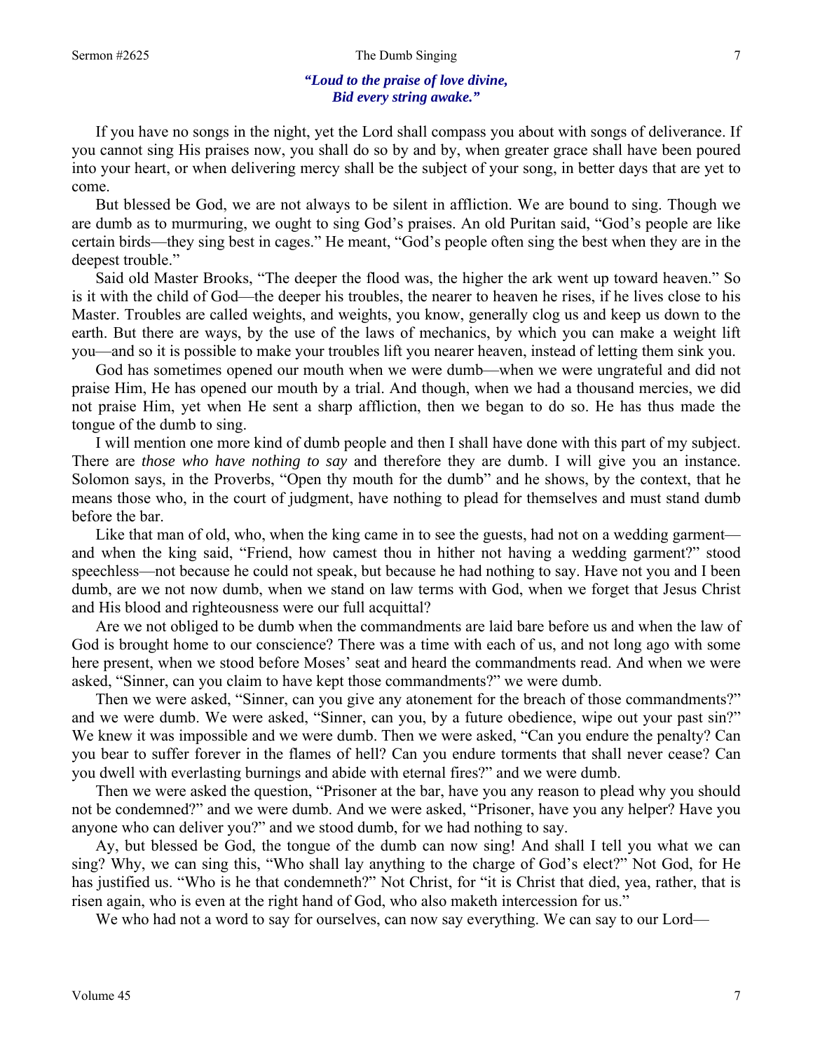***"Loud to the praise of love divine,***
***Bid every string awake."***

If you have no songs in the night, yet the Lord shall compass you about with songs of deliverance. If you cannot sing His praises now, you shall do so by and by, when greater grace shall have been poured into your heart, or when delivering mercy shall be the subject of your song, in better days that are yet to come.

But blessed be God, we are not always to be silent in affliction. We are bound to sing. Though we are dumb as to murmuring, we ought to sing God's praises. An old Puritan said, "God's people are like certain birds—they sing best in cages." He meant, "God's people often sing the best when they are in the deepest trouble."

Said old Master Brooks, "The deeper the flood was, the higher the ark went up toward heaven." So is it with the child of God—the deeper his troubles, the nearer to heaven he rises, if he lives close to his Master. Troubles are called weights, and weights, you know, generally clog us and keep us down to the earth. But there are ways, by the use of the laws of mechanics, by which you can make a weight lift you—and so it is possible to make your troubles lift you nearer heaven, instead of letting them sink you.

God has sometimes opened our mouth when we were dumb—when we were ungrateful and did not praise Him, He has opened our mouth by a trial. And though, when we had a thousand mercies, we did not praise Him, yet when He sent a sharp affliction, then we began to do so. He has thus made the tongue of the dumb to sing.

I will mention one more kind of dumb people and then I shall have done with this part of my subject. There are *those who have nothing to say* and therefore they are dumb. I will give you an instance. Solomon says, in the Proverbs, "Open thy mouth for the dumb" and he shows, by the context, that he means those who, in the court of judgment, have nothing to plead for themselves and must stand dumb before the bar.

Like that man of old, who, when the king came in to see the guests, had not on a wedding garment—and when the king said, "Friend, how camest thou in hither not having a wedding garment?" stood speechless—not because he could not speak, but because he had nothing to say. Have not you and I been dumb, are we not now dumb, when we stand on law terms with God, when we forget that Jesus Christ and His blood and righteousness were our full acquittal?

Are we not obliged to be dumb when the commandments are laid bare before us and when the law of God is brought home to our conscience? There was a time with each of us, and not long ago with some here present, when we stood before Moses' seat and heard the commandments read. And when we were asked, "Sinner, can you claim to have kept those commandments?" we were dumb.

Then we were asked, "Sinner, can you give any atonement for the breach of those commandments?" and we were dumb. We were asked, "Sinner, can you, by a future obedience, wipe out your past sin?" We knew it was impossible and we were dumb. Then we were asked, "Can you endure the penalty? Can you bear to suffer forever in the flames of hell? Can you endure torments that shall never cease? Can you dwell with everlasting burnings and abide with eternal fires?" and we were dumb.

Then we were asked the question, "Prisoner at the bar, have you any reason to plead why you should not be condemned?" and we were dumb. And we were asked, "Prisoner, have you any helper? Have you anyone who can deliver you?" and we stood dumb, for we had nothing to say.

Ay, but blessed be God, the tongue of the dumb can now sing! And shall I tell you what we can sing? Why, we can sing this, "Who shall lay anything to the charge of God's elect?" Not God, for He has justified us. "Who is he that condemneth?" Not Christ, for "it is Christ that died, yea, rather, that is risen again, who is even at the right hand of God, who also maketh intercession for us."

We who had not a word to say for ourselves, can now say everything. We can say to our Lord—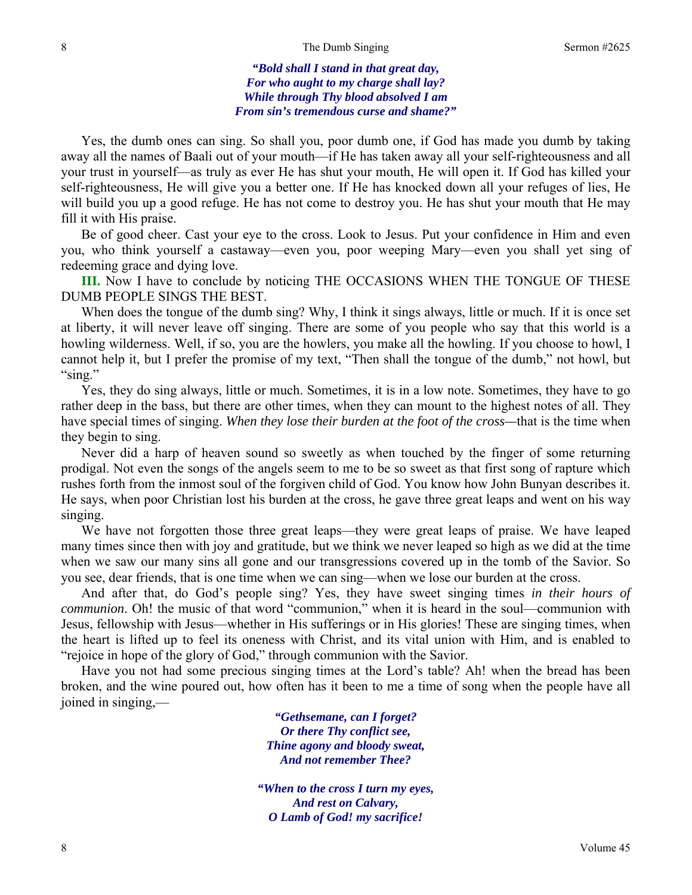*"Bold shall I stand in that great day,*
*For who aught to my charge shall lay?*
*While through Thy blood absolved I am*
*From sin's tremendous curse and shame?"*

Yes, the dumb ones can sing. So shall you, poor dumb one, if God has made you dumb by taking away all the names of Baali out of your mouth—if He has taken away all your self-righteousness and all your trust in yourself—as truly as ever He has shut your mouth, He will open it. If God has killed your self-righteousness, He will give you a better one. If He has knocked down all your refuges of lies, He will build you up a good refuge. He has not come to destroy you. He has shut your mouth that He may fill it with His praise.

Be of good cheer. Cast your eye to the cross. Look to Jesus. Put your confidence in Him and even you, who think yourself a castaway—even you, poor weeping Mary—even you shall yet sing of redeeming grace and dying love.

**III.** Now I have to conclude by noticing THE OCCASIONS WHEN THE TONGUE OF THESE DUMB PEOPLE SINGS THE BEST.

When does the tongue of the dumb sing? Why, I think it sings always, little or much. If it is once set at liberty, it will never leave off singing. There are some of you people who say that this world is a howling wilderness. Well, if so, you are the howlers, you make all the howling. If you choose to howl, I cannot help it, but I prefer the promise of my text, "Then shall the tongue of the dumb," not howl, but "sing."

Yes, they do sing always, little or much. Sometimes, it is in a low note. Sometimes, they have to go rather deep in the bass, but there are other times, when they can mount to the highest notes of all. They have special times of singing. *When they lose their burden at the foot of the cross*—that is the time when they begin to sing.

Never did a harp of heaven sound so sweetly as when touched by the finger of some returning prodigal. Not even the songs of the angels seem to me to be so sweet as that first song of rapture which rushes forth from the inmost soul of the forgiven child of God. You know how John Bunyan describes it. He says, when poor Christian lost his burden at the cross, he gave three great leaps and went on his way singing.

We have not forgotten those three great leaps—they were great leaps of praise. We have leaped many times since then with joy and gratitude, but we think we never leaped so high as we did at the time when we saw our many sins all gone and our transgressions covered up in the tomb of the Savior. So you see, dear friends, that is one time when we can sing—when we lose our burden at the cross.

And after that, do God's people sing? Yes, they have sweet singing times *in their hours of communion*. Oh! the music of that word "communion," when it is heard in the soul—communion with Jesus, fellowship with Jesus—whether in His sufferings or in His glories! These are singing times, when the heart is lifted up to feel its oneness with Christ, and its vital union with Him, and is enabled to "rejoice in hope of the glory of God," through communion with the Savior.

Have you not had some precious singing times at the Lord's table? Ah! when the bread has been broken, and the wine poured out, how often has it been to me a time of song when the people have all joined in singing,—

*"Gethsemane, can I forget?*
*Or there Thy conflict see,*
*Thine agony and bloody sweat,*
*And not remember Thee?*

*"When to the cross I turn my eyes,*
*And rest on Calvary,*
*O Lamb of God! my sacrifice!*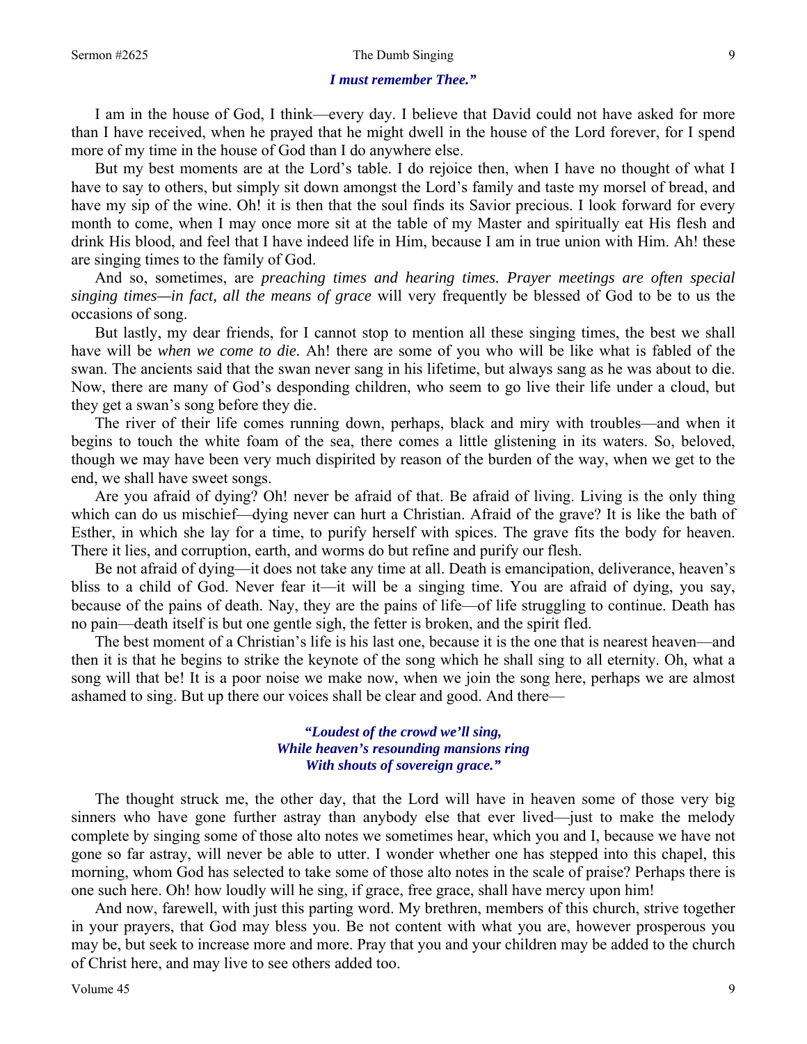***I must remember Thee."***

I am in the house of God, I think—every day. I believe that David could not have asked for more than I have received, when he prayed that he might dwell in the house of the Lord forever, for I spend more of my time in the house of God than I do anywhere else.

But my best moments are at the Lord's table. I do rejoice then, when I have no thought of what I have to say to others, but simply sit down amongst the Lord's family and taste my morsel of bread, and have my sip of the wine. Oh! it is then that the soul finds its Savior precious. I look forward for every month to come, when I may once more sit at the table of my Master and spiritually eat His flesh and drink His blood, and feel that I have indeed life in Him, because I am in true union with Him. Ah! these are singing times to the family of God.

And so, sometimes, are *preaching times and hearing times. Prayer meetings are often special singing times—in fact, all the means of grace* will very frequently be blessed of God to be to us the occasions of song.

But lastly, my dear friends, for I cannot stop to mention all these singing times, the best we shall have will be *when we come to die.* Ah! there are some of you who will be like what is fabled of the swan. The ancients said that the swan never sang in his lifetime, but always sang as he was about to die. Now, there are many of God's desponding children, who seem to go live their life under a cloud, but they get a swan's song before they die.

The river of their life comes running down, perhaps, black and miry with troubles—and when it begins to touch the white foam of the sea, there comes a little glistening in its waters. So, beloved, though we may have been very much dispirited by reason of the burden of the way, when we get to the end, we shall have sweet songs.

Are you afraid of dying? Oh! never be afraid of that. Be afraid of living. Living is the only thing which can do us mischief—dying never can hurt a Christian. Afraid of the grave? It is like the bath of Esther, in which she lay for a time, to purify herself with spices. The grave fits the body for heaven. There it lies, and corruption, earth, and worms do but refine and purify our flesh.

Be not afraid of dying—it does not take any time at all. Death is emancipation, deliverance, heaven's bliss to a child of God. Never fear it—it will be a singing time. You are afraid of dying, you say, because of the pains of death. Nay, they are the pains of life—of life struggling to continue. Death has no pain—death itself is but one gentle sigh, the fetter is broken, and the spirit fled.

The best moment of a Christian's life is his last one, because it is the one that is nearest heaven—and then it is that he begins to strike the keynote of the song which he shall sing to all eternity. Oh, what a song will that be! It is a poor noise we make now, when we join the song here, perhaps we are almost ashamed to sing. But up there our voices shall be clear and good. And there—

> ***"Loudest of the crowd we'll sing,***
> ***While heaven's resounding mansions ring***
> ***With shouts of sovereign grace."***

The thought struck me, the other day, that the Lord will have in heaven some of those very big sinners who have gone further astray than anybody else that ever lived—just to make the melody complete by singing some of those alto notes we sometimes hear, which you and I, because we have not gone so far astray, will never be able to utter. I wonder whether one has stepped into this chapel, this morning, whom God has selected to take some of those alto notes in the scale of praise? Perhaps there is one such here. Oh! how loudly will he sing, if grace, free grace, shall have mercy upon him!

And now, farewell, with just this parting word. My brethren, members of this church, strive together in your prayers, that God may bless you. Be not content with what you are, however prosperous you may be, but seek to increase more and more. Pray that you and your children may be added to the church of Christ here, and may live to see others added too.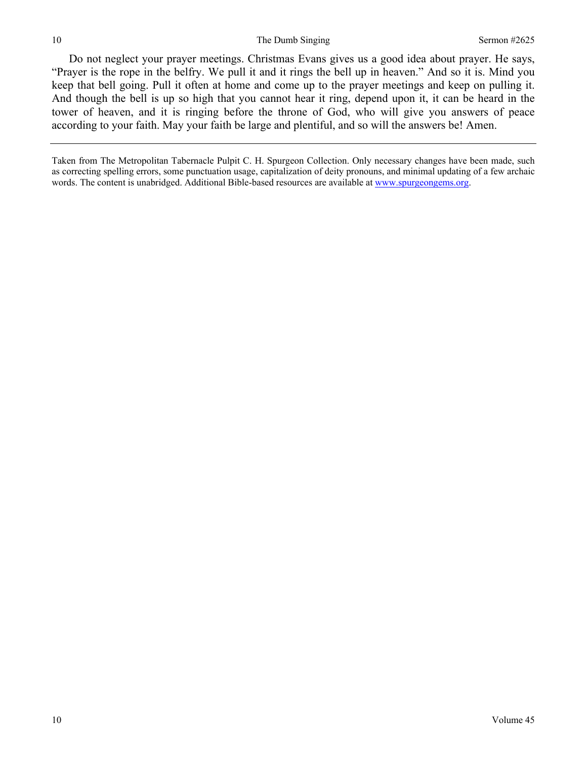Do not neglect your prayer meetings. Christmas Evans gives us a good idea about prayer. He says, "Prayer is the rope in the belfry. We pull it and it rings the bell up in heaven." And so it is. Mind you keep that bell going. Pull it often at home and come up to the prayer meetings and keep on pulling it. And though the bell is up so high that you cannot hear it ring, depend upon it, it can be heard in the tower of heaven, and it is ringing before the throne of God, who will give you answers of peace according to your faith. May your faith be large and plentiful, and so will the answers be! Amen.

---

Taken from The Metropolitan Tabernacle Pulpit C. H. Spurgeon Collection. Only necessary changes have been made, such as correcting spelling errors, some punctuation usage, capitalization of deity pronouns, and minimal updating of a few archaic words. The content is unabridged. Additional Bible-based resources are available at [www.spurgeongems.org](http://www.spurgeongems.org).